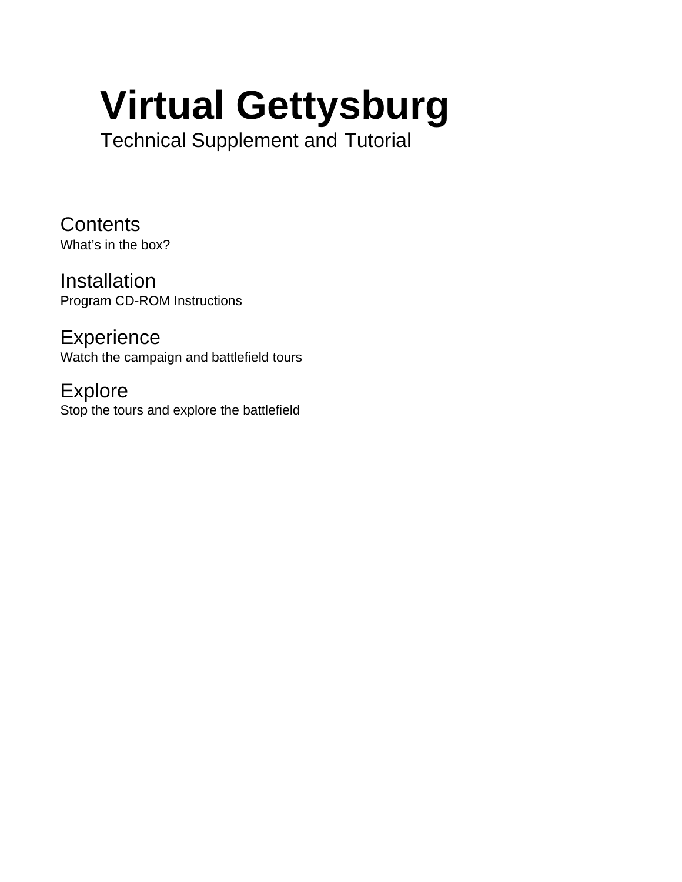# Virtual Gettysburg

Technical Supplement and Tutorial

## Contents

What's in the box?

## Installation

Program CD-ROM Instructions

## Experience

Watch the campaign and battlefield tours

## Explore

Stop the tours and explore the battlefield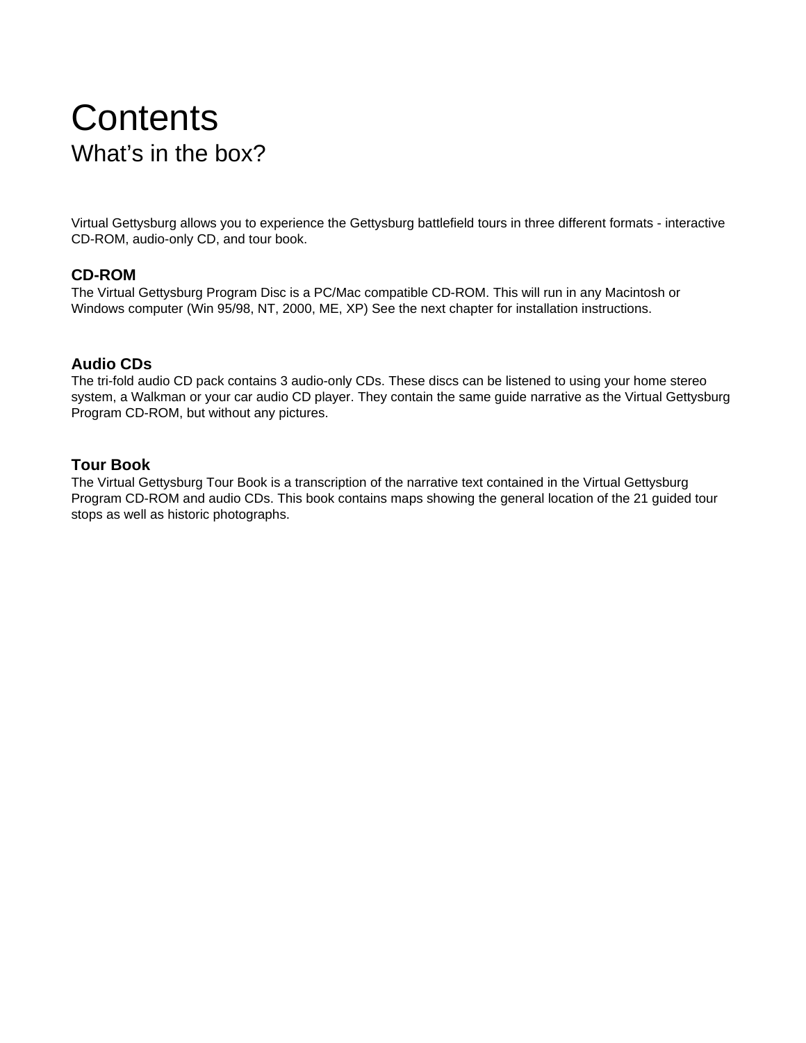# Contents

## What's in the box?

Virtual Gettysburg allows you to experience the Gettysburg battlefield tours in three different formats - interactive CD-ROM, audio-only CD, and tour book.

### CD-ROM

The Virtual Gettysburg Program Disc is a PC/Mac compatible CD-ROM. This will run in any Macintosh or Windows computer (Win 95/98, NT, 2000, ME, XP) See the next chapter for installation instructions.

### Audio CDs

The tri-fold audio CD pack contains 3 audio-only CDs. These discs can be listened to using your home stereo system, a Walkman or your car audio CD player. They contain the same guide narrative as the Virtual Gettysburg Program CD-ROM, but without any pictures.

### Tour Book

The Virtual Gettysburg Tour Book is a transcription of the narrative text contained in the Virtual Gettysburg Program CD-ROM and audio CDs. This book contains maps showing the general location of the 21 guided tour stops as well as historic photographs.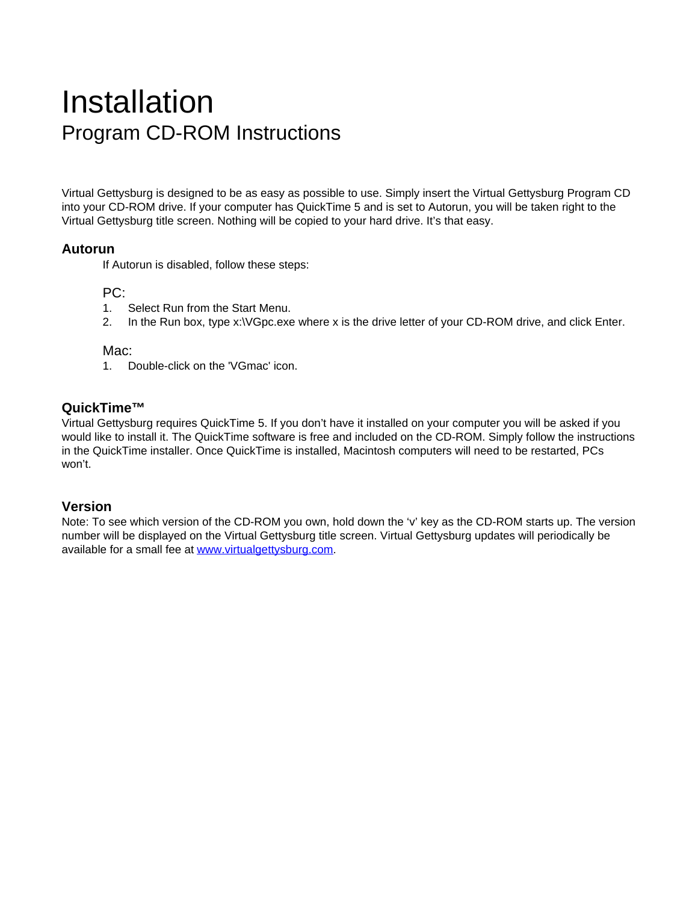# Installation

## Program CD-ROM Instructions

Virtual Gettysburg is designed to be as easy as possible to use. Simply insert the Virtual Gettysburg Program CD into your CD-ROM drive. If your computer has QuickTime 5 and is set to Autorun, you will be taken right to the Virtual Gettysburg title screen. Nothing will be copied to your hard drive. It's that easy.

### Autorun

If Autorun is disabled, follow these steps:

PC:

1. Select Run from the Start Menu.
2. In the Run box, type x:\VGpc.exe where x is the drive letter of your CD-ROM drive, and click Enter.

Mac:

1. Double-click on the 'VGmac' icon.

### QuickTime™

Virtual Gettysburg requires QuickTime 5. If you don't have it installed on your computer you will be asked if you would like to install it. The QuickTime software is free and included on the CD-ROM. Simply follow the instructions in the QuickTime installer. Once QuickTime is installed, Macintosh computers will need to be restarted, PCs won't.

### Version

Note: To see which version of the CD-ROM you own, hold down the 'v' key as the CD-ROM starts up. The version number will be displayed on the Virtual Gettysburg title screen. Virtual Gettysburg updates will periodically be available for a small fee at [www.virtualgettysburg.com](http://www.virtualgettysburg.com).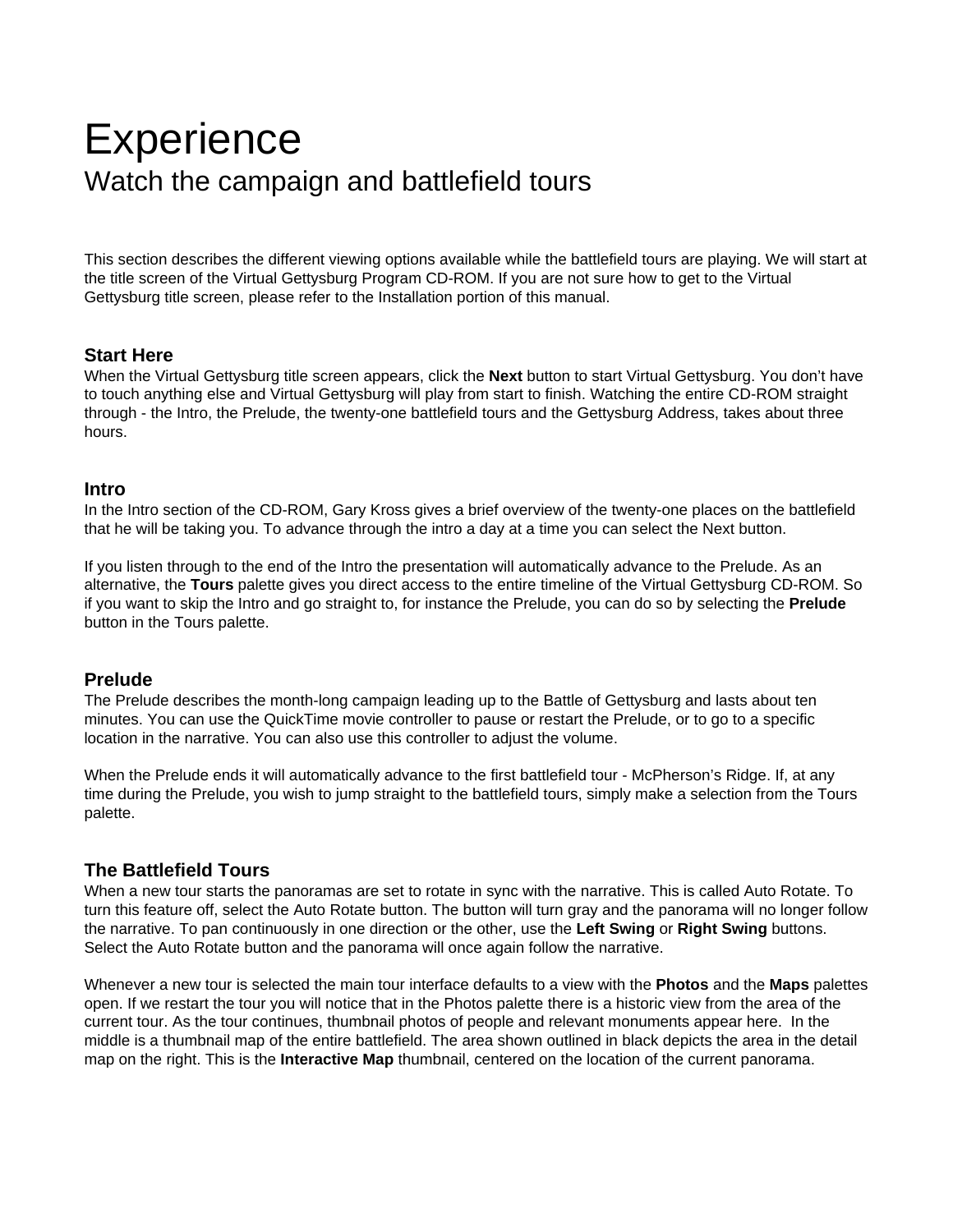# Experience

## Watch the campaign and battlefield tours

This section describes the different viewing options available while the battlefield tours are playing. We will start at the title screen of the Virtual Gettysburg Program CD-ROM. If you are not sure how to get to the Virtual Gettysburg title screen, please refer to the Installation portion of this manual.

### Start Here

When the Virtual Gettysburg title screen appears, click the **Next** button to start Virtual Gettysburg. You don't have to touch anything else and Virtual Gettysburg will play from start to finish. Watching the entire CD-ROM straight through - the Intro, the Prelude, the twenty-one battlefield tours and the Gettysburg Address, takes about three hours.

### Intro

In the Intro section of the CD-ROM, Gary Kross gives a brief overview of the twenty-one places on the battlefield that he will be taking you. To advance through the intro a day at a time you can select the Next button.

If you listen through to the end of the Intro the presentation will automatically advance to the Prelude. As an alternative, the **Tours** palette gives you direct access to the entire timeline of the Virtual Gettysburg CD-ROM. So if you want to skip the Intro and go straight to, for instance the Prelude, you can do so by selecting the **Prelude** button in the Tours palette.

### Prelude

The Prelude describes the month-long campaign leading up to the Battle of Gettysburg and lasts about ten minutes. You can use the QuickTime movie controller to pause or restart the Prelude, or to go to a specific location in the narrative. You can also use this controller to adjust the volume.

When the Prelude ends it will automatically advance to the first battlefield tour - McPherson's Ridge. If, at any time during the Prelude, you wish to jump straight to the battlefield tours, simply make a selection from the Tours palette.

### The Battlefield Tours

When a new tour starts the panoramas are set to rotate in sync with the narrative. This is called Auto Rotate. To turn this feature off, select the Auto Rotate button. The button will turn gray and the panorama will no longer follow the narrative. To pan continuously in one direction or the other, use the **Left Swing** or **Right Swing** buttons. Select the Auto Rotate button and the panorama will once again follow the narrative.

Whenever a new tour is selected the main tour interface defaults to a view with the **Photos** and the **Maps** palettes open. If we restart the tour you will notice that in the Photos palette there is a historic view from the area of the current tour. As the tour continues, thumbnail photos of people and relevant monuments appear here. In the middle is a thumbnail map of the entire battlefield. The area shown outlined in black depicts the area in the detail map on the right. This is the **Interactive Map** thumbnail, centered on the location of the current panorama.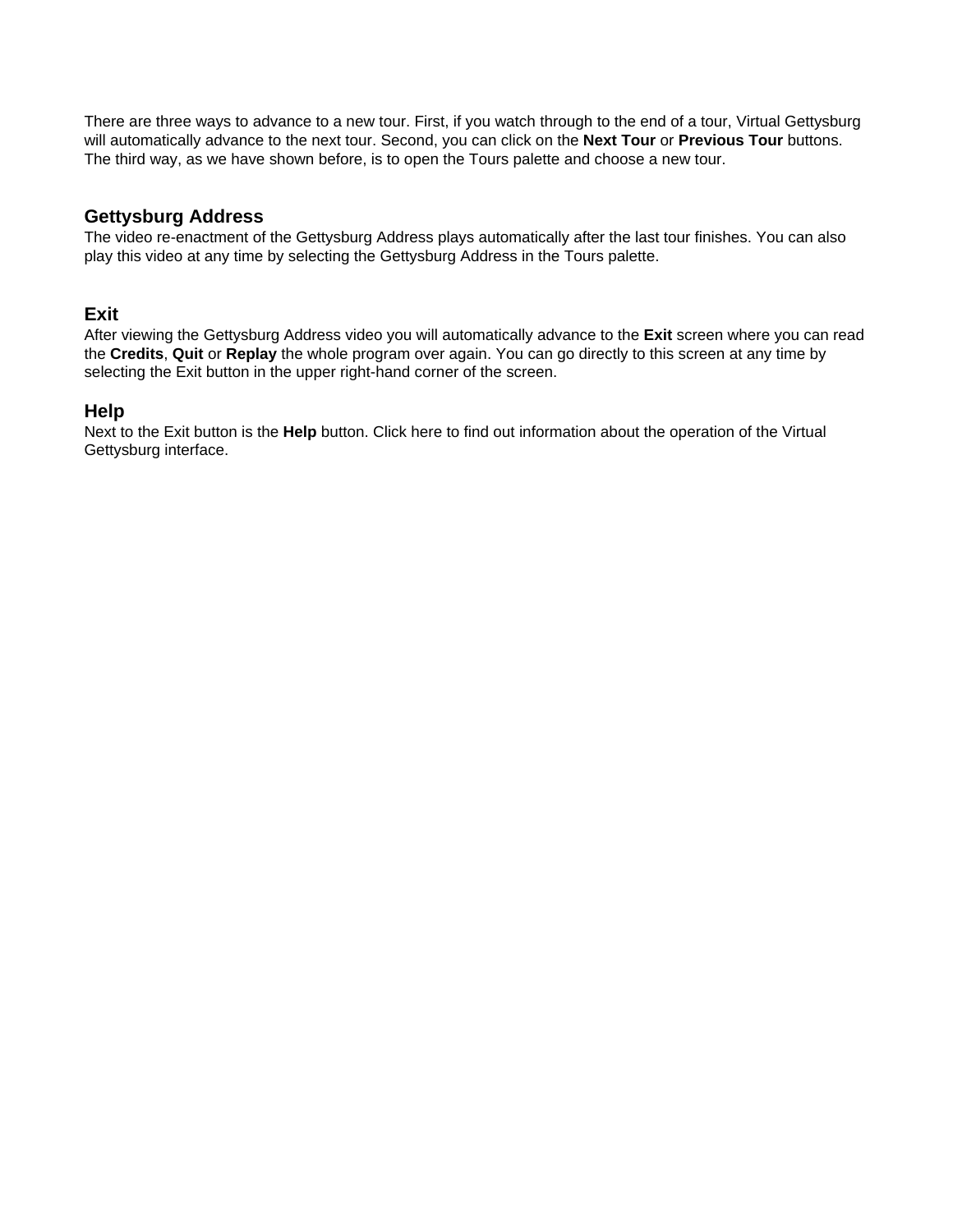There are three ways to advance to a new tour. First, if you watch through to the end of a tour, Virtual Gettysburg will automatically advance to the next tour. Second, you can click on the **Next Tour** or **Previous Tour** buttons. The third way, as we have shown before, is to open the Tours palette and choose a new tour.

## Gettysburg Address

The video re-enactment of the Gettysburg Address plays automatically after the last tour finishes. You can also play this video at any time by selecting the Gettysburg Address in the Tours palette.

## Exit

After viewing the Gettysburg Address video you will automatically advance to the **Exit** screen where you can read the **Credits**, **Quit** or **Replay** the whole program over again. You can go directly to this screen at any time by selecting the Exit button in the upper right-hand corner of the screen.

## Help

Next to the Exit button is the **Help** button. Click here to find out information about the operation of the Virtual Gettysburg interface.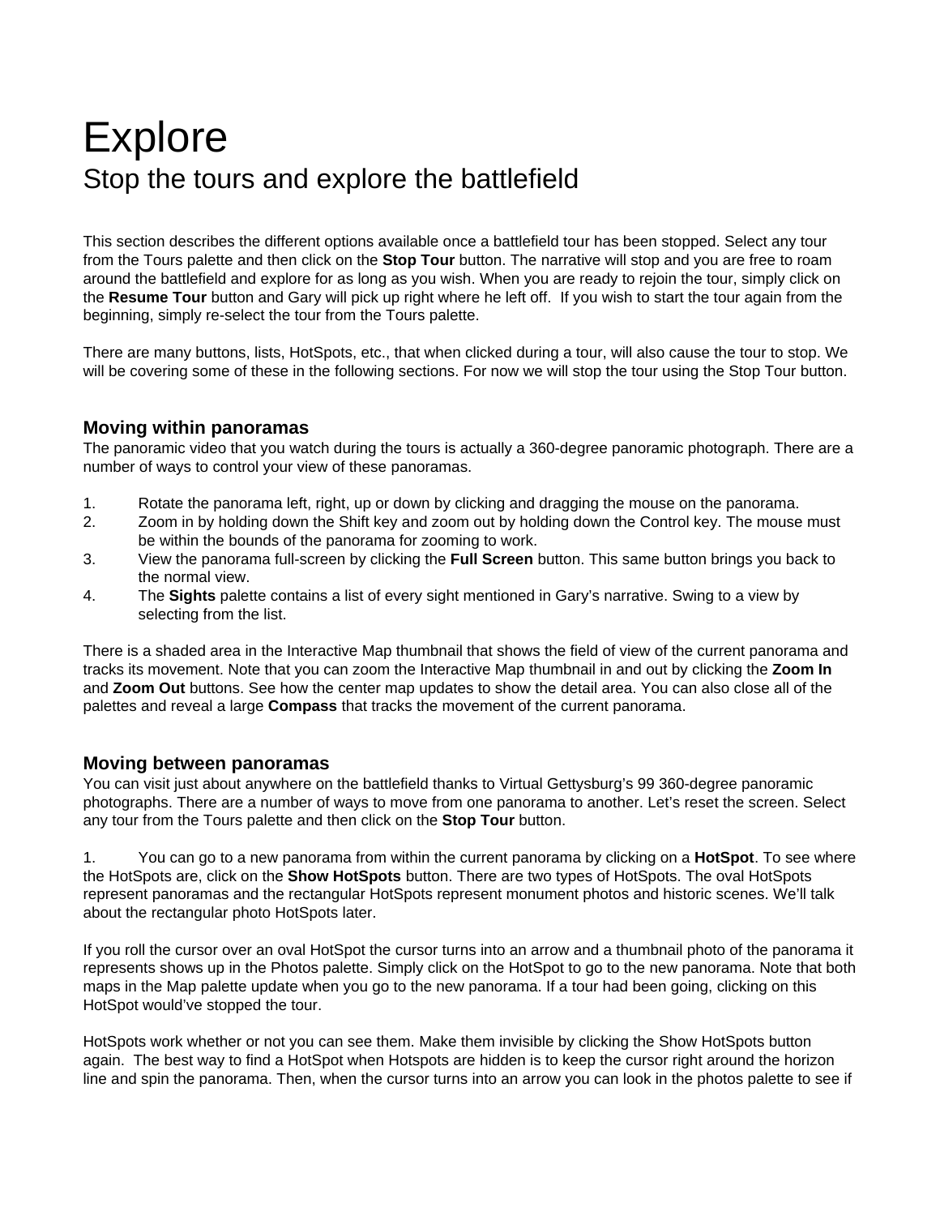# Explore

## Stop the tours and explore the battlefield

This section describes the different options available once a battlefield tour has been stopped. Select any tour from the Tours palette and then click on the **Stop Tour** button. The narrative will stop and you are free to roam around the battlefield and explore for as long as you wish. When you are ready to rejoin the tour, simply click on the **Resume Tour** button and Gary will pick up right where he left off. If you wish to start the tour again from the beginning, simply re-select the tour from the Tours palette.

There are many buttons, lists, HotSpots, etc., that when clicked during a tour, will also cause the tour to stop. We will be covering some of these in the following sections. For now we will stop the tour using the Stop Tour button.

### Moving within panoramas

The panoramic video that you watch during the tours is actually a 360-degree panoramic photograph. There are a number of ways to control your view of these panoramas.

1. Rotate the panorama left, right, up or down by clicking and dragging the mouse on the panorama.
2. Zoom in by holding down the Shift key and zoom out by holding down the Control key. The mouse must be within the bounds of the panorama for zooming to work.
3. View the panorama full-screen by clicking the **Full Screen** button. This same button brings you back to the normal view.
4. The **Sights** palette contains a list of every sight mentioned in Gary's narrative. Swing to a view by selecting from the list.

There is a shaded area in the Interactive Map thumbnail that shows the field of view of the current panorama and tracks its movement. Note that you can zoom the Interactive Map thumbnail in and out by clicking the **Zoom In** and **Zoom Out** buttons. See how the center map updates to show the detail area. You can also close all of the palettes and reveal a large **Compass** that tracks the movement of the current panorama.

### Moving between panoramas

You can visit just about anywhere on the battlefield thanks to Virtual Gettysburg's 99 360-degree panoramic photographs. There are a number of ways to move from one panorama to another. Let's reset the screen. Select any tour from the Tours palette and then click on the **Stop Tour** button.

1. You can go to a new panorama from within the current panorama by clicking on a **HotSpot**. To see where the HotSpots are, click on the **Show HotSpots** button. There are two types of HotSpots. The oval HotSpots represent panoramas and the rectangular HotSpots represent monument photos and historic scenes. We'll talk about the rectangular photo HotSpots later.

If you roll the cursor over an oval HotSpot the cursor turns into an arrow and a thumbnail photo of the panorama it represents shows up in the Photos palette. Simply click on the HotSpot to go to the new panorama. Note that both maps in the Map palette update when you go to the new panorama. If a tour had been going, clicking on this HotSpot would've stopped the tour.

HotSpots work whether or not you can see them. Make them invisible by clicking the Show HotSpots button again. The best way to find a HotSpot when Hotspots are hidden is to keep the cursor right around the horizon line and spin the panorama. Then, when the cursor turns into an arrow you can look in the photos palette to see if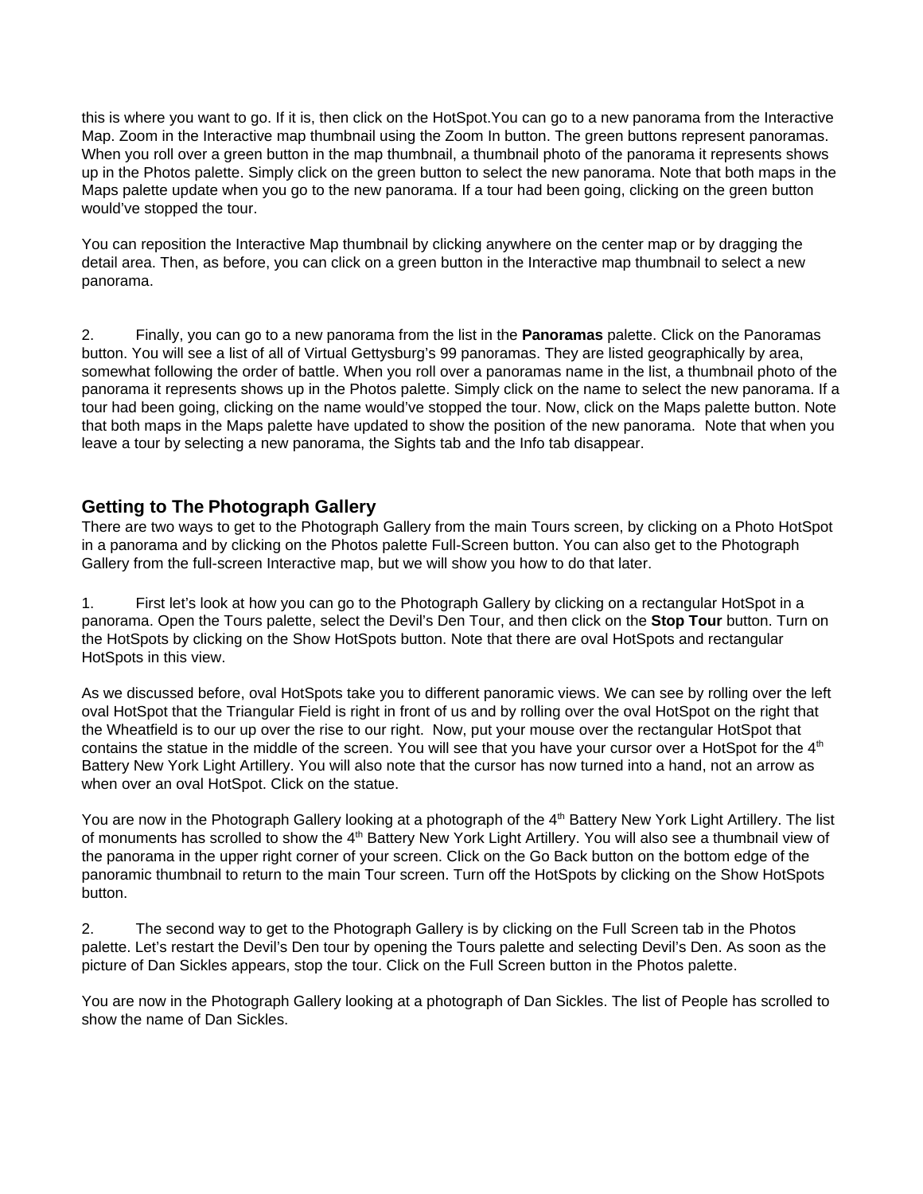this is where you want to go. If it is, then click on the HotSpot.You can go to a new panorama from the Interactive Map. Zoom in the Interactive map thumbnail using the Zoom In button. The green buttons represent panoramas. When you roll over a green button in the map thumbnail, a thumbnail photo of the panorama it represents shows up in the Photos palette. Simply click on the green button to select the new panorama. Note that both maps in the Maps palette update when you go to the new panorama. If a tour had been going, clicking on the green button would've stopped the tour.

You can reposition the Interactive Map thumbnail by clicking anywhere on the center map or by dragging the detail area. Then, as before, you can click on a green button in the Interactive map thumbnail to select a new panorama.

2. Finally, you can go to a new panorama from the list in the **Panoramas** palette. Click on the Panoramas button. You will see a list of all of Virtual Gettysburg's 99 panoramas. They are listed geographically by area, somewhat following the order of battle. When you roll over a panoramas name in the list, a thumbnail photo of the panorama it represents shows up in the Photos palette. Simply click on the name to select the new panorama. If a tour had been going, clicking on the name would've stopped the tour. Now, click on the Maps palette button. Note that both maps in the Maps palette have updated to show the position of the new panorama. Note that when you leave a tour by selecting a new panorama, the Sights tab and the Info tab disappear.

## Getting to The Photograph Gallery

There are two ways to get to the Photograph Gallery from the main Tours screen, by clicking on a Photo HotSpot in a panorama and by clicking on the Photos palette Full-Screen button. You can also get to the Photograph Gallery from the full-screen Interactive map, but we will show you how to do that later.

1. First let's look at how you can go to the Photograph Gallery by clicking on a rectangular HotSpot in a panorama. Open the Tours palette, select the Devil's Den Tour, and then click on the **Stop Tour** button. Turn on the HotSpots by clicking on the Show HotSpots button. Note that there are oval HotSpots and rectangular HotSpots in this view.

As we discussed before, oval HotSpots take you to different panoramic views. We can see by rolling over the left oval HotSpot that the Triangular Field is right in front of us and by rolling over the oval HotSpot on the right that the Wheatfield is to our up over the rise to our right. Now, put your mouse over the rectangular HotSpot that contains the statue in the middle of the screen. You will see that you have your cursor over a HotSpot for the 4th Battery New York Light Artillery. You will also note that the cursor has now turned into a hand, not an arrow as when over an oval HotSpot. Click on the statue.

You are now in the Photograph Gallery looking at a photograph of the 4th Battery New York Light Artillery. The list of monuments has scrolled to show the 4th Battery New York Light Artillery. You will also see a thumbnail view of the panorama in the upper right corner of your screen. Click on the Go Back button on the bottom edge of the panoramic thumbnail to return to the main Tour screen. Turn off the HotSpots by clicking on the Show HotSpots button.

2. The second way to get to the Photograph Gallery is by clicking on the Full Screen tab in the Photos palette. Let's restart the Devil's Den tour by opening the Tours palette and selecting Devil's Den. As soon as the picture of Dan Sickles appears, stop the tour. Click on the Full Screen button in the Photos palette.

You are now in the Photograph Gallery looking at a photograph of Dan Sickles. The list of People has scrolled to show the name of Dan Sickles.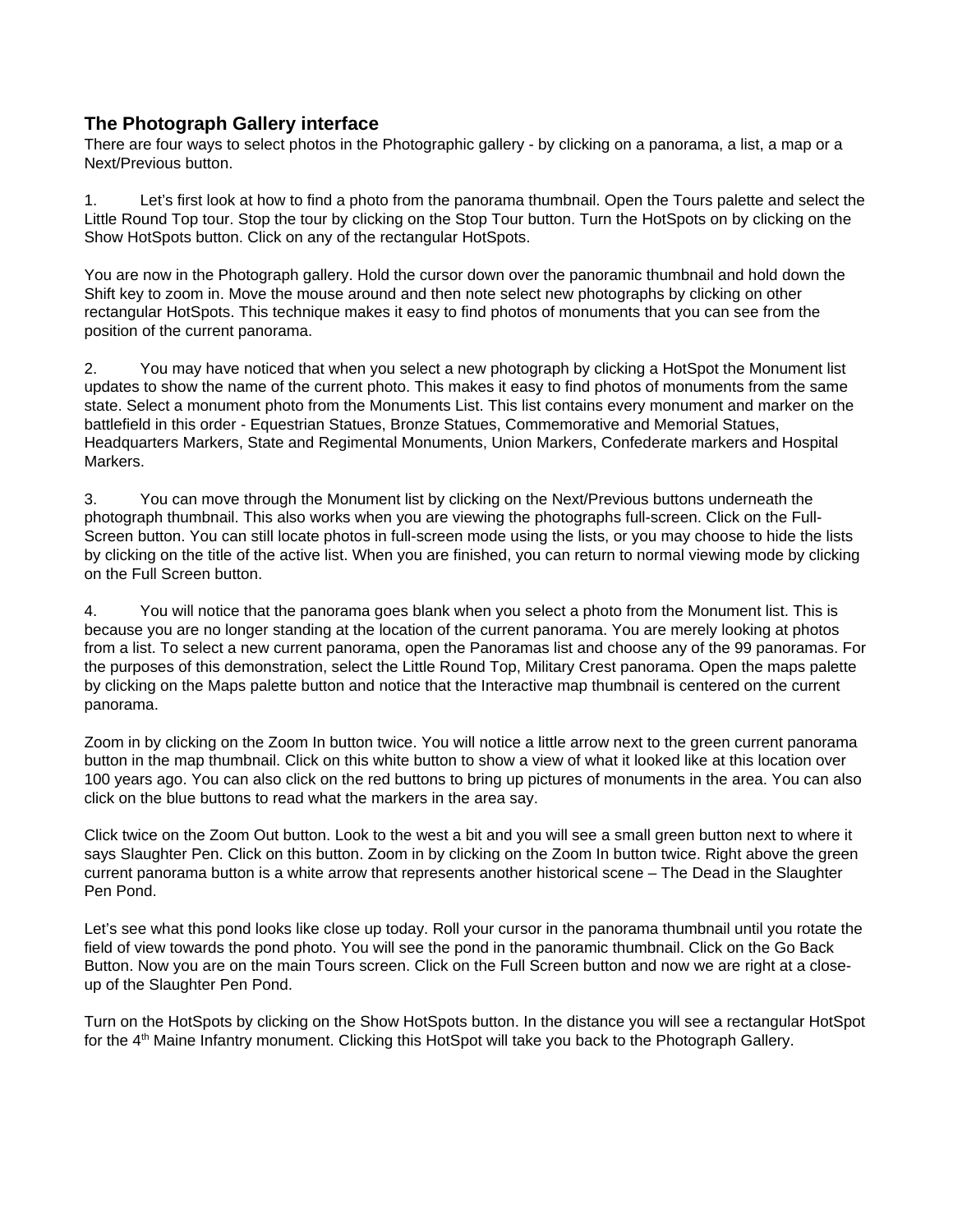## The Photograph Gallery interface

There are four ways to select photos in the Photographic gallery - by clicking on a panorama, a list, a map or a Next/Previous button.

1. Let's first look at how to find a photo from the panorama thumbnail. Open the Tours palette and select the Little Round Top tour. Stop the tour by clicking on the Stop Tour button. Turn the HotSpots on by clicking on the Show HotSpots button. Click on any of the rectangular HotSpots.

You are now in the Photograph gallery. Hold the cursor down over the panoramic thumbnail and hold down the Shift key to zoom in. Move the mouse around and then note select new photographs by clicking on other rectangular HotSpots. This technique makes it easy to find photos of monuments that you can see from the position of the current panorama.

2. You may have noticed that when you select a new photograph by clicking a HotSpot the Monument list updates to show the name of the current photo. This makes it easy to find photos of monuments from the same state. Select a monument photo from the Monuments List. This list contains every monument and marker on the battlefield in this order - Equestrian Statues, Bronze Statues, Commemorative and Memorial Statues, Headquarters Markers, State and Regimental Monuments, Union Markers, Confederate markers and Hospital Markers.

3. You can move through the Monument list by clicking on the Next/Previous buttons underneath the photograph thumbnail. This also works when you are viewing the photographs full-screen. Click on the Full-Screen button. You can still locate photos in full-screen mode using the lists, or you may choose to hide the lists by clicking on the title of the active list. When you are finished, you can return to normal viewing mode by clicking on the Full Screen button.

4. You will notice that the panorama goes blank when you select a photo from the Monument list. This is because you are no longer standing at the location of the current panorama. You are merely looking at photos from a list. To select a new current panorama, open the Panoramas list and choose any of the 99 panoramas. For the purposes of this demonstration, select the Little Round Top, Military Crest panorama. Open the maps palette by clicking on the Maps palette button and notice that the Interactive map thumbnail is centered on the current panorama.

Zoom in by clicking on the Zoom In button twice. You will notice a little arrow next to the green current panorama button in the map thumbnail. Click on this white button to show a view of what it looked like at this location over 100 years ago. You can also click on the red buttons to bring up pictures of monuments in the area. You can also click on the blue buttons to read what the markers in the area say.

Click twice on the Zoom Out button. Look to the west a bit and you will see a small green button next to where it says Slaughter Pen. Click on this button. Zoom in by clicking on the Zoom In button twice. Right above the green current panorama button is a white arrow that represents another historical scene – The Dead in the Slaughter Pen Pond.

Let's see what this pond looks like close up today. Roll your cursor in the panorama thumbnail until you rotate the field of view towards the pond photo. You will see the pond in the panoramic thumbnail. Click on the Go Back Button. Now you are on the main Tours screen. Click on the Full Screen button and now we are right at a close-up of the Slaughter Pen Pond.

Turn on the HotSpots by clicking on the Show HotSpots button. In the distance you will see a rectangular HotSpot for the 4th Maine Infantry monument. Clicking this HotSpot will take you back to the Photograph Gallery.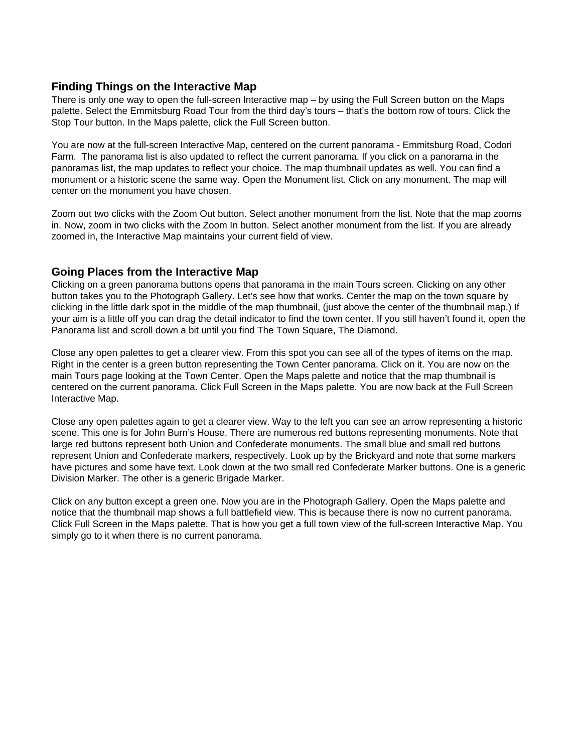## Finding Things on the Interactive Map

There is only one way to open the full-screen Interactive map – by using the Full Screen button on the Maps palette. Select the Emmitsburg Road Tour from the third day's tours – that's the bottom row of tours. Click the Stop Tour button. In the Maps palette, click the Full Screen button.

You are now at the full-screen Interactive Map, centered on the current panorama - Emmitsburg Road, Codori Farm. The panorama list is also updated to reflect the current panorama. If you click on a panorama in the panoramas list, the map updates to reflect your choice. The map thumbnail updates as well. You can find a monument or a historic scene the same way. Open the Monument list. Click on any monument. The map will center on the monument you have chosen.

Zoom out two clicks with the Zoom Out button. Select another monument from the list. Note that the map zooms in. Now, zoom in two clicks with the Zoom In button. Select another monument from the list. If you are already zoomed in, the Interactive Map maintains your current field of view.

## Going Places from the Interactive Map

Clicking on a green panorama buttons opens that panorama in the main Tours screen. Clicking on any other button takes you to the Photograph Gallery. Let's see how that works. Center the map on the town square by clicking in the little dark spot in the middle of the map thumbnail, (just above the center of the thumbnail map.) If your aim is a little off you can drag the detail indicator to find the town center. If you still haven't found it, open the Panorama list and scroll down a bit until you find The Town Square, The Diamond.

Close any open palettes to get a clearer view. From this spot you can see all of the types of items on the map. Right in the center is a green button representing the Town Center panorama. Click on it. You are now on the main Tours page looking at the Town Center. Open the Maps palette and notice that the map thumbnail is centered on the current panorama. Click Full Screen in the Maps palette. You are now back at the Full Screen Interactive Map.

Close any open palettes again to get a clearer view. Way to the left you can see an arrow representing a historic scene. This one is for John Burn's House. There are numerous red buttons representing monuments. Note that large red buttons represent both Union and Confederate monuments. The small blue and small red buttons represent Union and Confederate markers, respectively. Look up by the Brickyard and note that some markers have pictures and some have text. Look down at the two small red Confederate Marker buttons. One is a generic Division Marker. The other is a generic Brigade Marker.

Click on any button except a green one. Now you are in the Photograph Gallery. Open the Maps palette and notice that the thumbnail map shows a full battlefield view. This is because there is now no current panorama. Click Full Screen in the Maps palette. That is how you get a full town view of the full-screen Interactive Map. You simply go to it when there is no current panorama.